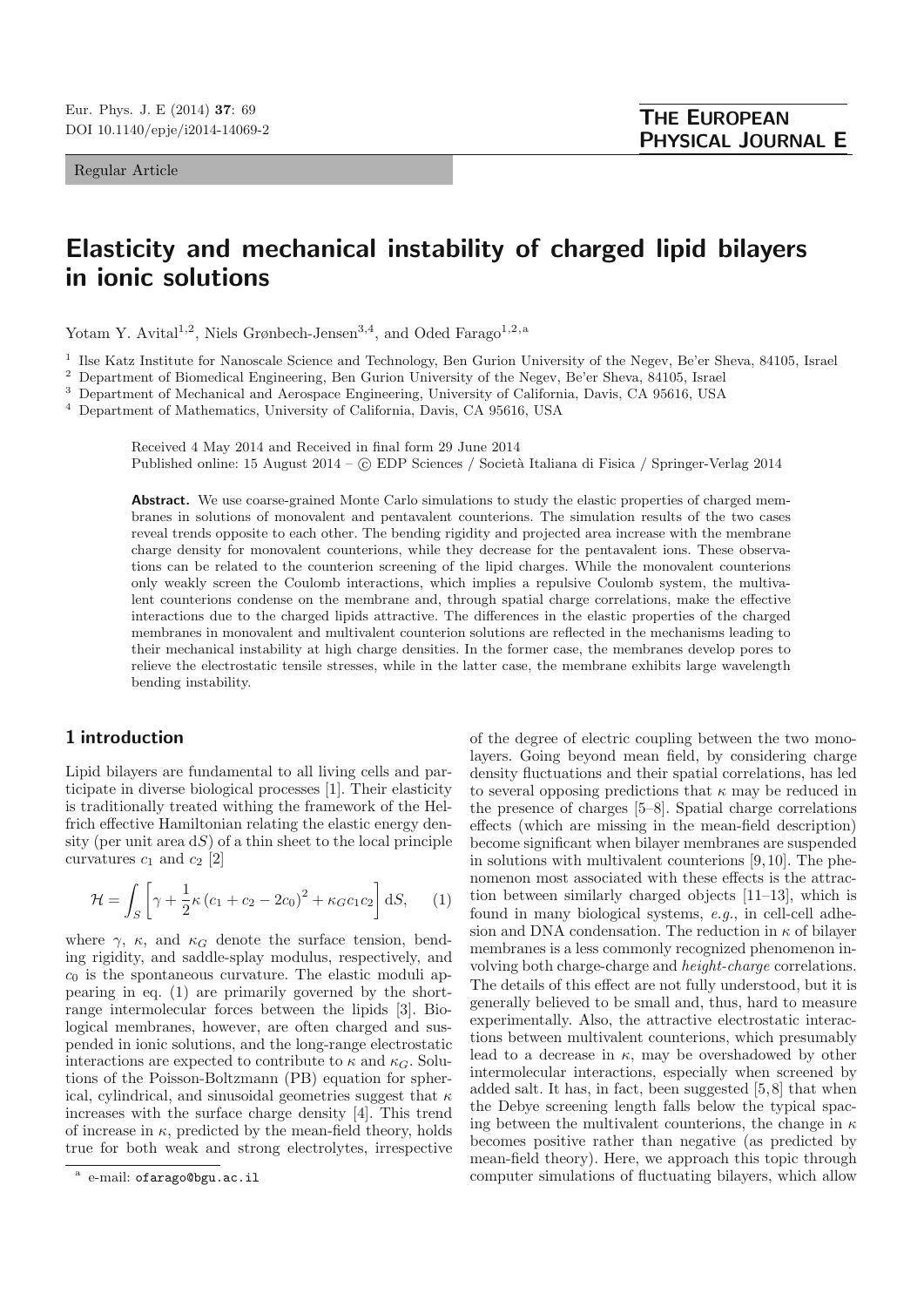Regular Article

# Elasticity and mechanical instability of charged lipid bilayers in ionic solutions

Yotam Y. Avital[1,2], Niels Grønbech-Jensen[3,4], and Oded Farago[1,2,a]

[1] Ilse Katz Institute for Nanoscale Science and Technology, Ben Gurion University of the Negev, Be'er Sheva, 84105, Israel
[2] Department of Biomedical Engineering, Ben Gurion University of the Negev, Be'er Sheva, 84105, Israel
[3] Department of Mechanical and Aerospace Engineering, University of California, Davis, CA 95616, USA
[4] Department of Mathematics, University of California, Davis, CA 95616, USA

Received 4 May 2014 and Received in final form 29 June 2014
Published online: 15 August 2014 – © EDP Sciences / Società Italiana di Fisica / Springer-Verlag 2014

**Abstract.** We use coarse-grained Monte Carlo simulations to study the elastic properties of charged membranes in solutions of monovalent and pentavalent counterions. The simulation results of the two cases reveal trends opposite to each other. The bending rigidity and projected area increase with the membrane charge density for monovalent counterions, while they decrease for the pentavalent ions. These observations can be related to the counterion screening of the lipid charges. While the monovalent counterions only weakly screen the Coulomb interactions, which implies a repulsive Coulomb system, the multivalent counterions condense on the membrane and, through spatial charge correlations, make the effective interactions due to the charged lipids attractive. The differences in the elastic properties of the charged membranes in monovalent and multivalent counterion solutions are reflected in the mechanisms leading to their mechanical instability at high charge densities. In the former case, the membranes develop pores to relieve the electrostatic tensile stresses, while in the latter case, the membrane exhibits large wavelength bending instability.

## 1 introduction

Lipid bilayers are fundamental to all living cells and participate in diverse biological processes [1]. Their elasticity is traditionally treated withing the framework of the Helfrich effective Hamiltonian relating the elastic energy density (per unit area $dS$) of a thin sheet to the local principle curvatures $c_1$ and $c_2$ [2]

$$\mathcal{H} = \int_S \left[ \gamma + \frac{1}{2}\kappa \left(c_1 + c_2 - 2c_0\right)^2 + \kappa_G c_1 c_2 \right] dS, \qquad (1)$$

where $\gamma$, $\kappa$, and $\kappa_G$ denote the surface tension, bending rigidity, and saddle-splay modulus, respectively, and $c_0$ is the spontaneous curvature. The elastic moduli appearing in eq. (1) are primarily governed by the short-range intermolecular forces between the lipids [3]. Biological membranes, however, are often charged and suspended in ionic solutions, and the long-range electrostatic interactions are expected to contribute to $\kappa$ and $\kappa_G$. Solutions of the Poisson-Boltzmann (PB) equation for spherical, cylindrical, and sinusoidal geometries suggest that $\kappa$ increases with the surface charge density [4]. This trend of increase in $\kappa$, predicted by the mean-field theory, holds true for both weak and strong electrolytes, irrespective of the degree of electric coupling between the two monolayers. Going beyond mean field, by considering charge density fluctuations and their spatial correlations, has led to several opposing predictions that $\kappa$ may be reduced in the presence of charges [5–8]. Spatial charge correlations effects (which are missing in the mean-field description) become significant when bilayer membranes are suspended in solutions with multivalent counterions [9,10]. The phenomenon most associated with these effects is the attraction between similarly charged objects [11–13], which is found in many biological systems, *e.g.*, in cell-cell adhesion and DNA condensation. The reduction in $\kappa$ of bilayer membranes is a less commonly recognized phenomenon involving both charge-charge and *height-charge* correlations. The details of this effect are not fully understood, but it is generally believed to be small and, thus, hard to measure experimentally. Also, the attractive electrostatic interactions between multivalent counterions, which presumably lead to a decrease in $\kappa$, may be overshadowed by other intermolecular interactions, especially when screened by added salt. It has, in fact, been suggested [5,8] that when the Debye screening length falls below the typical spacing between the multivalent counterions, the change in $\kappa$ becomes positive rather than negative (as predicted by mean-field theory). Here, we approach this topic through computer simulations of fluctuating bilayers, which allow

[a] e-mail: ofarago@bgu.ac.il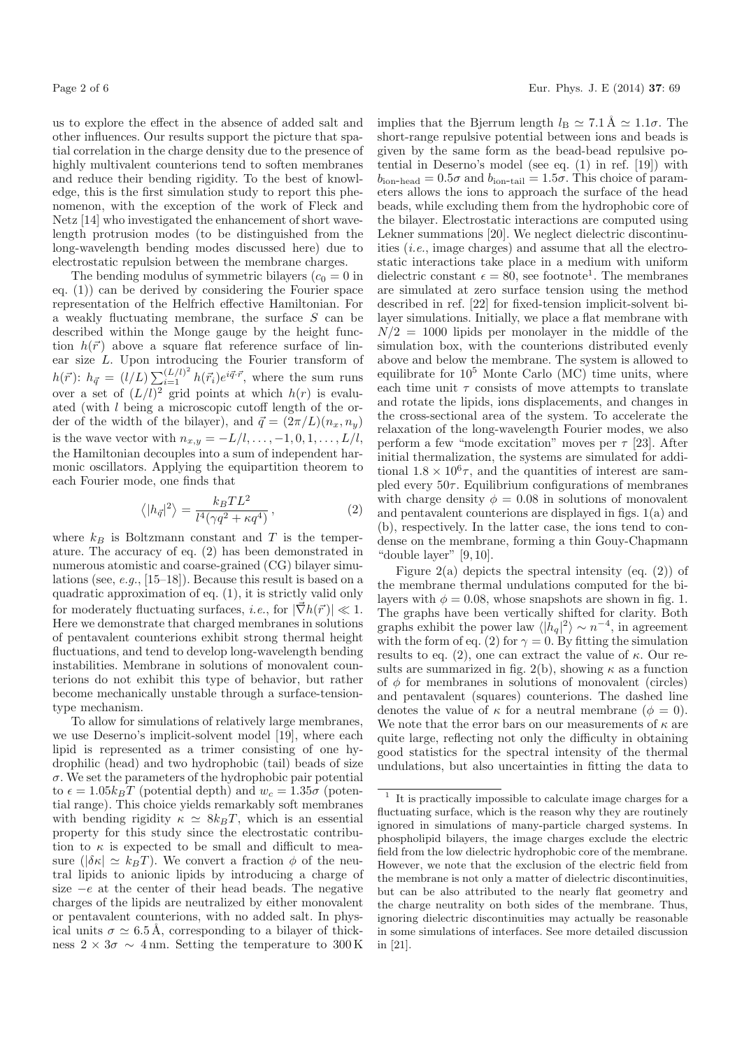us to explore the effect in the absence of added salt and other influences. Our results support the picture that spatial correlation in the charge density due to the presence of highly multivalent counterions tend to soften membranes and reduce their bending rigidity. To the best of knowledge, this is the first simulation study to report this phenomenon, with the exception of the work of Fleck and Netz [14] who investigated the enhancement of short wavelength protrusion modes (to be distinguished from the long-wavelength bending modes discussed here) due to electrostatic repulsion between the membrane charges.

The bending modulus of symmetric bilayers ($c_0 = 0$ in eq. (1)) can be derived by considering the Fourier space representation of the Helfrich effective Hamiltonian. For a weakly fluctuating membrane, the surface $S$ can be described within the Monge gauge by the height function $h(\vec{r})$ above a square flat reference surface of linear size $L$. Upon introducing the Fourier transform of $h(\vec{r})$: $h_{\vec{q}} = (l/L)\sum_{i=1}^{(L/l)^2} h(\vec{r}_i)e^{i\vec{q}\cdot\vec{r}}$, where the sum runs over a set of $(L/l)^2$ grid points at which $h(r)$ is evaluated (with $l$ being a microscopic cutoff length of the order of the width of the bilayer), and $\vec{q} = (2\pi/L)(n_x, n_y)$ is the wave vector with $n_{x,y} = -L/l, \ldots, -1, 0, 1, \ldots, L/l$, the Hamiltonian decouples into a sum of independent harmonic oscillators. Applying the equipartition theorem to each Fourier mode, one finds that

$$\left\langle |h_{\vec{q}}|^2 \right\rangle = \frac{k_B T L^2}{l^4(\gamma q^2 + \kappa q^4)}, \tag{2}$$

where $k_B$ is Boltzmann constant and $T$ is the temperature. The accuracy of eq. (2) has been demonstrated in numerous atomistic and coarse-grained (CG) bilayer simulations (see, *e.g.*, [15–18]). Because this result is based on a quadratic approximation of eq. (1), it is strictly valid only for moderately fluctuating surfaces, *i.e.*, for $|\vec{\nabla} h(\vec{r})| \ll 1$. Here we demonstrate that charged membranes in solutions of pentavalent counterions exhibit strong thermal height fluctuations, and tend to develop long-wavelength bending instabilities. Membrane in solutions of monovalent counterions do not exhibit this type of behavior, but rather become mechanically unstable through a surface-tension-type mechanism.

To allow for simulations of relatively large membranes, we use Deserno's implicit-solvent model [19], where each lipid is represented as a trimer consisting of one hydrophilic (head) and two hydrophobic (tail) beads of size $\sigma$. We set the parameters of the hydrophobic pair potential to $\epsilon = 1.05 k_B T$ (potential depth) and $w_c = 1.35\sigma$ (potential range). This choice yields remarkably soft membranes with bending rigidity $\kappa \simeq 8 k_B T$, which is an essential property for this study since the electrostatic contribution to $\kappa$ is expected to be small and difficult to measure ($|\delta\kappa| \simeq k_B T$). We convert a fraction $\phi$ of the neutral lipids to anionic lipids by introducing a charge of size $-e$ at the center of their head beads. The negative charges of the lipids are neutralized by either monovalent or pentavalent counterions, with no added salt. In physical units $\sigma \simeq 6.5$ Å, corresponding to a bilayer of thickness $2 \times 3\sigma \sim 4$ nm. Setting the temperature to 300 K implies that the Bjerrum length $l_{\rm B} \simeq 7.1$ Å $\simeq 1.1\sigma$. The short-range repulsive potential between ions and beads is given by the same form as the bead-bead repulsive potential in Deserno's model (see eq. (1) in ref. [19]) with $b_{\text{ion-head}} = 0.5\sigma$ and $b_{\text{ion-tail}} = 1.5\sigma$. This choice of parameters allows the ions to approach the surface of the head beads, while excluding them from the hydrophobic core of the bilayer. Electrostatic interactions are computed using Lekner summations [20]. We neglect dielectric discontinuities (*i.e.*, image charges) and assume that all the electrostatic interactions take place in a medium with uniform dielectric constant $\epsilon = 80$, see footnote[1]. The membranes are simulated at zero surface tension using the method described in ref. [22] for fixed-tension implicit-solvent bilayer simulations. Initially, we place a flat membrane with $N/2 = 1000$ lipids per monolayer in the middle of the simulation box, with the counterions distributed evenly above and below the membrane. The system is allowed to equilibrate for $10^5$ Monte Carlo (MC) time units, where each time unit $\tau$ consists of move attempts to translate and rotate the lipids, ions displacements, and changes in the cross-sectional area of the system. To accelerate the relaxation of the long-wavelength Fourier modes, we also perform a few "mode excitation" moves per $\tau$ [23]. After initial thermalization, the systems are simulated for additional $1.8 \times 10^6\tau$, and the quantities of interest are sampled every $50\tau$. Equilibrium configurations of membranes with charge density $\phi = 0.08$ in solutions of monovalent and pentavalent counterions are displayed in figs. 1(a) and (b), respectively. In the latter case, the ions tend to condense on the membrane, forming a thin Gouy-Chapmann "double layer" [9,10].

Figure 2(a) depicts the spectral intensity (eq. (2)) of the membrane thermal undulations computed for the bilayers with $\phi = 0.08$, whose snapshots are shown in fig. 1. The graphs have been vertically shifted for clarity. Both graphs exhibit the power law $\langle |h_q|^2 \rangle \sim n^{-4}$, in agreement with the form of eq. (2) for $\gamma = 0$. By fitting the simulation results to eq. (2), one can extract the value of $\kappa$. Our results are summarized in fig. 2(b), showing $\kappa$ as a function of $\phi$ for membranes in solutions of monovalent (circles) and pentavalent (squares) counterions. The dashed line denotes the value of $\kappa$ for a neutral membrane ($\phi = 0$). We note that the error bars on our measurements of $\kappa$ are quite large, reflecting not only the difficulty in obtaining good statistics for the spectral intensity of the thermal undulations, but also uncertainties in fitting the data to

[1] It is practically impossible to calculate image charges for a fluctuating surface, which is the reason why they are routinely ignored in simulations of many-particle charged systems. In phospholipid bilayers, the image charges exclude the electric field from the low dielectric hydrophobic core of the membrane. However, we note that the exclusion of the electric field from the membrane is not only a matter of dielectric discontinuities, but can be also attributed to the nearly flat geometry and the charge neutrality on both sides of the membrane. Thus, ignoring dielectric discontinuities may actually be reasonable in some simulations of interfaces. See more detailed discussion in [21].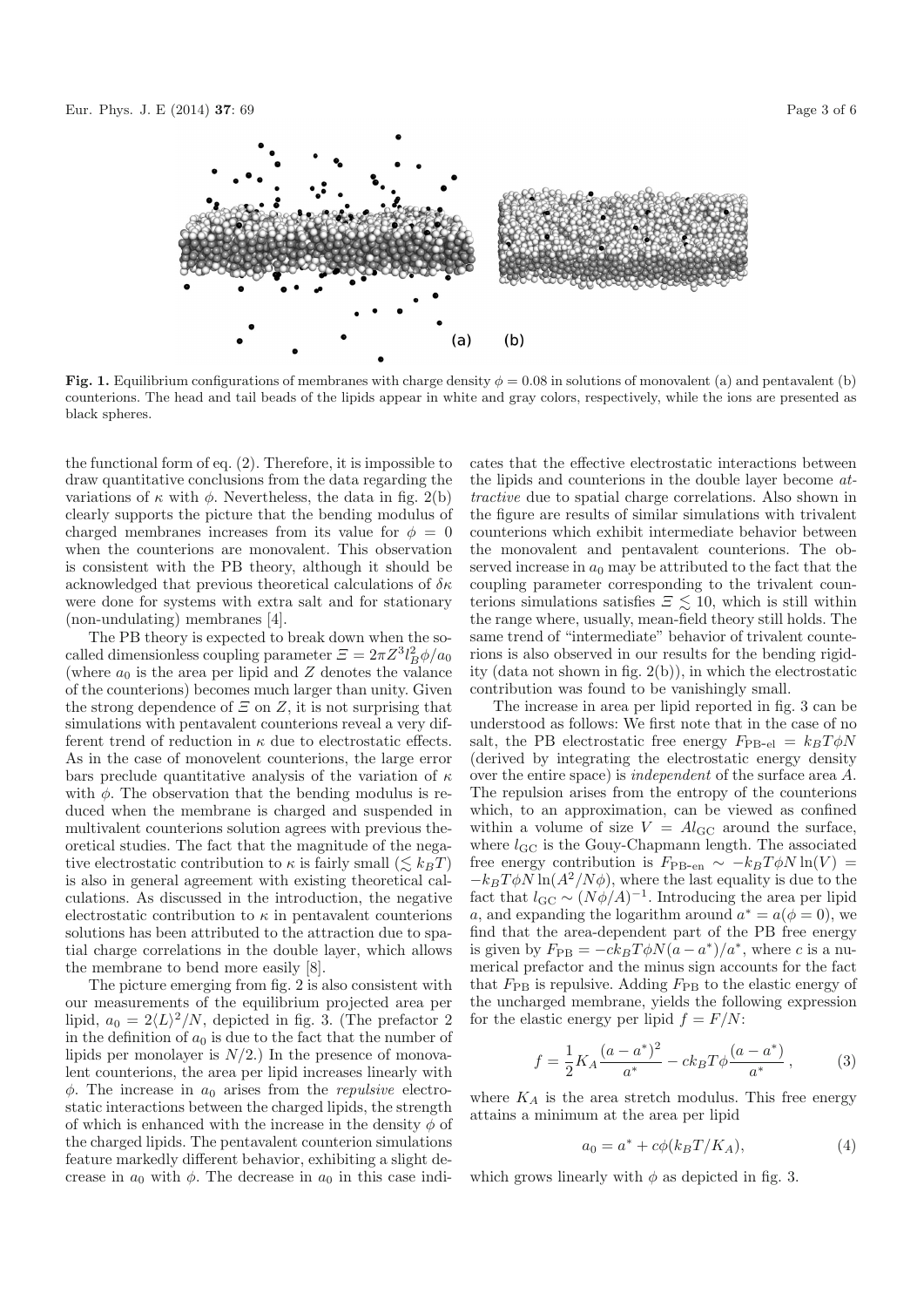**Fig. 1.** Equilibrium configurations of membranes with charge density $\phi = 0.08$ in solutions of monovalent (a) and pentavalent (b) counterions. The head and tail beads of the lipids appear in white and gray colors, respectively, while the ions are presented as black spheres.

the functional form of eq. (2). Therefore, it is impossible to draw quantitative conclusions from the data regarding the variations of $\kappa$ with $\phi$. Nevertheless, the data in fig. 2(b) clearly supports the picture that the bending modulus of charged membranes increases from its value for $\phi = 0$ when the counterions are monovalent. This observation is consistent with the PB theory, although it should be acknowledged that previous theoretical calculations of $\delta\kappa$ were done for systems with extra salt and for stationary (non-undulating) membranes [4].

The PB theory is expected to break down when the so-called dimensionless coupling parameter $\Xi = 2\pi Z^3 l_B^2 \phi / a_0$ (where $a_0$ is the area per lipid and $Z$ denotes the valance of the counterions) becomes much larger than unity. Given the strong dependence of $\Xi$ on $Z$, it is not surprising that simulations with pentavalent counterions reveal a very different trend of reduction in $\kappa$ due to electrostatic effects. As in the case of monovelent counterions, the large error bars preclude quantitative analysis of the variation of $\kappa$ with $\phi$. The observation that the bending modulus is reduced when the membrane is charged and suspended in multivalent counterions solution agrees with previous theoretical studies. The fact that the magnitude of the negative electrostatic contribution to $\kappa$ is fairly small ($\lesssim k_BT$) is also in general agreement with existing theoretical calculations. As discussed in the introduction, the negative electrostatic contribution to $\kappa$ in pentavalent counterions solutions has been attributed to the attraction due to spatial charge correlations in the double layer, which allows the membrane to bend more easily [8].

The picture emerging from fig. 2 is also consistent with our measurements of the equilibrium projected area per lipid, $a_0 = 2\langle L \rangle^2 / N$, depicted in fig. 3. (The prefactor 2 in the definition of $a_0$ is due to the fact that the number of lipids per monolayer is $N/2$.) In the presence of monovalent counterions, the area per lipid increases linearly with $\phi$. The increase in $a_0$ arises from the *repulsive* electrostatic interactions between the charged lipids, the strength of which is enhanced with the increase in the density $\phi$ of the charged lipids. The pentavalent counterion simulations feature markedly different behavior, exhibiting a slight decrease in $a_0$ with $\phi$. The decrease in $a_0$ in this case indicates that the effective electrostatic interactions between the lipids and counterions in the double layer become *attractive* due to spatial charge correlations. Also shown in the figure are results of similar simulations with trivalent counterions which exhibit intermediate behavior between the monovalent and pentavalent counterions. The observed increase in $a_0$ may be attributed to the fact that the coupling parameter corresponding to the trivalent counterions simulations satisfies $\Xi \lesssim 10$, which is still within the range where, usually, mean-field theory still holds. The same trend of "intermediate" behavior of trivalent counterions is also observed in our results for the bending rigidity (data not shown in fig. 2(b)), in which the electrostatic contribution was found to be vanishingly small.

The increase in area per lipid reported in fig. 3 can be understood as follows: We first note that in the case of no salt, the PB electrostatic free energy $F_{\text{PB-el}} = k_BT\phi N$ (derived by integrating the electrostatic energy density over the entire space) is *independent* of the surface area $A$. The repulsion arises from the entropy of the counterions which, to an approximation, can be viewed as confined within a volume of size $V = Al_{\text{GC}}$ around the surface, where $l_{\text{GC}}$ is the Gouy-Chapmann length. The associated free energy contribution is $F_{\text{PB-en}} \sim -k_BT\phi N \ln(V) = -k_BT\phi N \ln(A^2/N\phi)$, where the last equality is due to the fact that $l_{\text{GC}} \sim (N\phi/A)^{-1}$. Introducing the area per lipid $a$, and expanding the logarithm around $a^* = a(\phi = 0)$, we find that the area-dependent part of the PB free energy is given by $F_{\text{PB}} = -ck_BT\phi N(a - a^*)/a^*$, where $c$ is a numerical prefactor and the minus sign accounts for the fact that $F_{\text{PB}}$ is repulsive. Adding $F_{\text{PB}}$ to the elastic energy of the uncharged membrane, yields the following expression for the elastic energy per lipid $f = F/N$:

$$f = \frac{1}{2}K_A \frac{(a - a^*)^2}{a^*} - ck_BT\phi \frac{(a - a^*)}{a^*}, \tag{3}$$

where $K_A$ is the area stretch modulus. This free energy attains a minimum at the area per lipid

$$a_0 = a^* + c\phi(k_BT/K_A), \tag{4}$$

which grows linearly with $\phi$ as depicted in fig. 3.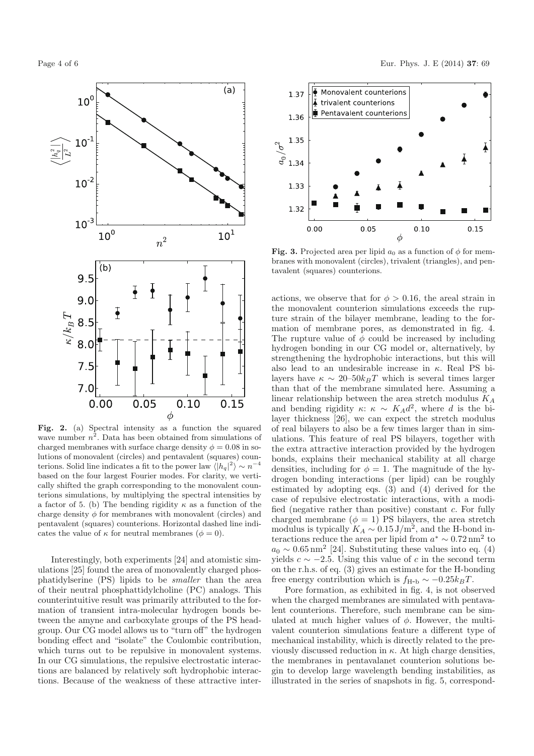**Fig. 2.** (a) Spectral intensity as a function the squared wave number $n^2$. Data has been obtained from simulations of charged membranes with surface charge density $\phi = 0.08$ in solutions of monovalent (circles) and pentavalent (squares) counterions. Solid line indicates a fit to the power law $\langle |h_q|^2 \rangle \sim n^{-4}$ based on the four largest Fourier modes. For clarity, we vertically shifted the graph corresponding to the monovalent counterions simulations, by multiplying the spectral intensities by a factor of 5. (b) The bending rigidity $\kappa$ as a function of the charge density $\phi$ for membranes with monovalent (circles) and pentavalent (squares) counterions. Horizontal dashed line indicates the value of $\kappa$ for neutral membranes ($\phi = 0$).

Interestingly, both experiments [24] and atomistic simulations [25] found the area of monovalently charged phosphatidylserine (PS) lipids to be *smaller* than the area of their neutral phosphattidylcholine (PC) analogs. This counterintuitive result was primarily attributed to the formation of transient intra-molecular hydrogen bonds between the amyne and carboxylate groups of the PS headgroup. Our CG model allows us to "turn off" the hydrogen bonding effect and "isolate" the Coulombic contribution, which turns out to be repulsive in monovalent systems. In our CG simulations, the repulsive electrostatic interactions are balanced by relatively soft hydrophobic interactions. Because of the weakness of these attractive interactions, we observe that for $\phi > 0.16$, the areal strain in the monovalent counterion simulations exceeds the rupture strain of the bilayer membrane, leading to the formation of membrane pores, as demonstrated in fig. 4. The rupture value of $\phi$ could be increased by including hydrogen bonding in our CG model or, alternatively, by strengthening the hydrophobic interactions, but this will also lead to an undesirable increase in $\kappa$. Real PS bilayers have $\kappa \sim 20$–$50 k_BT$ which is several times larger than that of the membrane simulated here. Assuming a linear relationship between the area stretch modulus $K_A$ and bending rigidity $\kappa$: $\kappa \sim K_A d^2$, where $d$ is the bilayer thickness [26], we can expect the stretch modulus of real bilayers to also be a few times larger than in simulations. This feature of real PS bilayers, together with the extra attractive interaction provided by the hydrogen bonds, explains their mechanical stability at all charge densities, including for $\phi = 1$. The magnitude of the hydrogen bonding interactions (per lipid) can be roughly estimated by adopting eqs. (3) and (4) derived for the case of repulsive electrostatic interactions, with a modified (negative rather than positive) constant $c$. For fully charged membrane ($\phi = 1$) PS bilayers, the area stretch modulus is typically $K_A \sim 0.15\,\mathrm{J/m^2}$, and the H-bond interactions reduce the area per lipid from $a^* \sim 0.72\,\mathrm{nm}^2$ to $a_0 \sim 0.65\,\mathrm{nm}^2$ [24]. Substituting these values into eq. (4) yields $c \sim -2.5$. Using this value of $c$ in the second term on the r.h.s. of eq. (3) gives an estimate for the H-bonding free energy contribution which is $f_{\text{H-b}} \sim -0.25 k_BT$.

**Fig. 3.** Projected area per lipid $a_0$ as a function of $\phi$ for membranes with monovalent (circles), trivalent (triangles), and pentavalent (squares) counterions.

Pore formation, as exhibited in fig. 4, is not observed when the charged membranes are simulated with pentavalent counterions. Therefore, such membrane can be simulated at much higher values of $\phi$. However, the multivalent counterion simulations feature a different type of mechanical instability, which is directly related to the previously discussed reduction in $\kappa$. At high charge densities, the membranes in pentavalanet counterion solutions begin to develop large wavelength bending instabilities, as illustrated in the series of snapshots in fig. 5, correspond-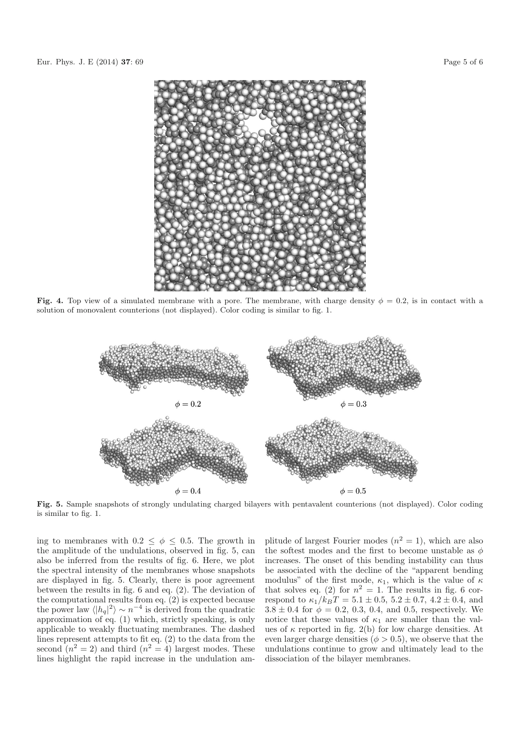**Fig. 4.** Top view of a simulated membrane with a pore. The membrane, with charge density $\phi = 0.2$, is in contact with a solution of monovalent counterions (not displayed). Color coding is similar to fig. 1.

$\phi = 0.2$ $\phi = 0.3$

$\phi = 0.4$ $\phi = 0.5$

**Fig. 5.** Sample snapshots of strongly undulating charged bilayers with pentavalent counterions (not displayed). Color coding is similar to fig. 1.

ing to membranes with $0.2 \leq \phi \leq 0.5$. The growth in the amplitude of the undulations, observed in fig. 5, can also be inferred from the results of fig. 6. Here, we plot the spectral intensity of the membranes whose snapshots are displayed in fig. 5. Clearly, there is poor agreement between the results in fig. 6 and eq. (2). The deviation of the computational results from eq. (2) is expected because the power law $\langle |h_q|^2 \rangle \sim n^{-4}$ is derived from the quadratic approximation of eq. (1) which, strictly speaking, is only applicable to weakly fluctuating membranes. The dashed lines represent attempts to fit eq. (2) to the data from the second ($n^2 = 2$) and third ($n^2 = 4$) largest modes. These lines highlight the rapid increase in the undulation amplitude of largest Fourier modes ($n^2 = 1$), which are also the softest modes and the first to become unstable as $\phi$ increases. The onset of this bending instability can thus be associated with the decline of the "apparent bending modulus" of the first mode, $\kappa_1$, which is the value of $\kappa$ that solves eq. (2) for $n^2 = 1$. The results in fig. 6 correspond to $\kappa_1/k_BT = 5.1 \pm 0.5$, $5.2 \pm 0.7$, $4.2 \pm 0.4$, and $3.8 \pm 0.4$ for $\phi = 0.2$, 0.3, 0.4, and 0.5, respectively. We notice that these values of $\kappa_1$ are smaller than the values of $\kappa$ reported in fig. 2(b) for low charge densities. At even larger charge densities ($\phi > 0.5$), we observe that the undulations continue to grow and ultimately lead to the dissociation of the bilayer membranes.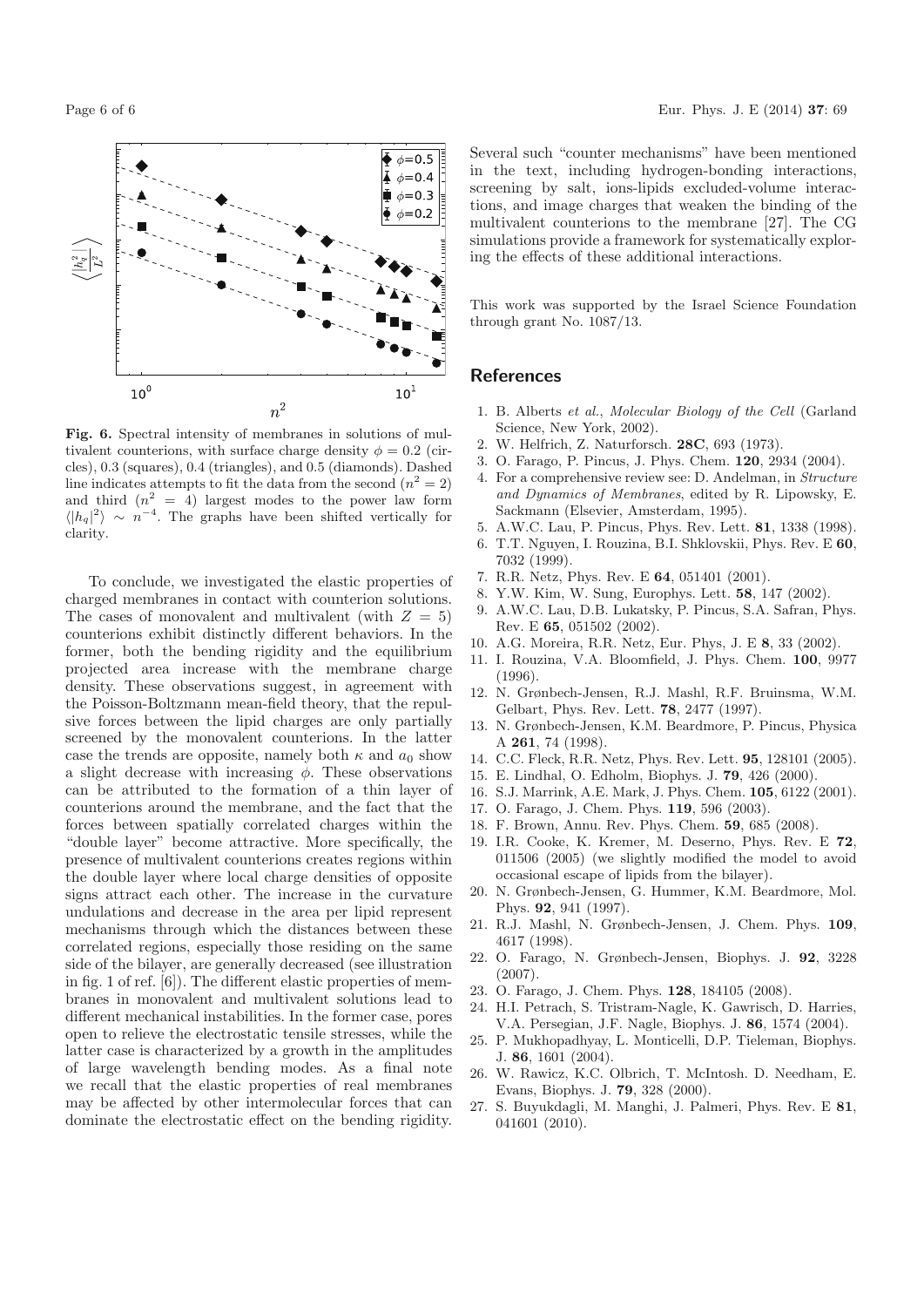$\phi$=0.5
$\phi$=0.4
$\phi$=0.3
$\phi$=0.2

$\left\langle \frac{|h_q^2|}{L^2} \right\rangle$

$10^0$
$10^1$
$n^2$

**Fig. 6.** Spectral intensity of membranes in solutions of multivalent counterions, with surface charge density $\phi = 0.2$ (circles), 0.3 (squares), 0.4 (triangles), and 0.5 (diamonds). Dashed line indicates attempts to fit the data from the second ($n^2 = 2$) and third ($n^2 = 4$) largest modes to the power law form $\langle |h_q|^2 \rangle \sim n^{-4}$. The graphs have been shifted vertically for clarity.

To conclude, we investigated the elastic properties of charged membranes in contact with counterion solutions. The cases of monovalent and multivalent (with $Z = 5$) counterions exhibit distinctly different behaviors. In the former, both the bending rigidity and the equilibrium projected area increase with the membrane charge density. These observations suggest, in agreement with the Poisson-Boltzmann mean-field theory, that the repulsive forces between the lipid charges are only partially screened by the monovalent counterions. In the latter case the trends are opposite, namely both $\kappa$ and $a_0$ show a slight decrease with increasing $\phi$. These observations can be attributed to the formation of a thin layer of counterions around the membrane, and the fact that the forces between spatially correlated charges within the "double layer" become attractive. More specifically, the presence of multivalent counterions creates regions within the double layer where local charge densities of opposite signs attract each other. The increase in the curvature undulations and decrease in the area per lipid represent mechanisms through which the distances between these correlated regions, especially those residing on the same side of the bilayer, are generally decreased (see illustration in fig. 1 of ref. [6]). The different elastic properties of membranes in monovalent and multivalent solutions lead to different mechanical instabilities. In the former case, pores open to relieve the electrostatic tensile stresses, while the latter case is characterized by a growth in the amplitudes of large wavelength bending modes. As a final note we recall that the elastic properties of real membranes may be affected by other intermolecular forces that can dominate the electrostatic effect on the bending rigidity. Several such "counter mechanisms" have been mentioned in the text, including hydrogen-bonding interactions, screening by salt, ions-lipids excluded-volume interactions, and image charges that weaken the binding of the multivalent counterions to the membrane [27]. The CG simulations provide a framework for systematically exploring the effects of these additional interactions.

This work was supported by the Israel Science Foundation through grant No. 1087/13.

## References

1. B. Alberts *et al.*, *Molecular Biology of the Cell* (Garland Science, New York, 2002).
2. W. Helfrich, Z. Naturforsch. **28C**, 693 (1973).
3. O. Farago, P. Pincus, J. Phys. Chem. **120**, 2934 (2004).
4. For a comprehensive review see: D. Andelman, in *Structure and Dynamics of Membranes*, edited by R. Lipowsky, E. Sackmann (Elsevier, Amsterdam, 1995).
5. A.W.C. Lau, P. Pincus, Phys. Rev. Lett. **81**, 1338 (1998).
6. T.T. Nguyen, I. Rouzina, B.I. Shklovskii, Phys. Rev. E **60**, 7032 (1999).
7. R.R. Netz, Phys. Rev. E **64**, 051401 (2001).
8. Y.W. Kim, W. Sung, Europhys. Lett. **58**, 147 (2002).
9. A.W.C. Lau, D.B. Lukatsky, P. Pincus, S.A. Safran, Phys. Rev. E **65**, 051502 (2002).
10. A.G. Moreira, R.R. Netz, Eur. Phys, J. E **8**, 33 (2002).
11. I. Rouzina, V.A. Bloomfield, J. Phys. Chem. **100**, 9977 (1996).
12. N. Grønbech-Jensen, R.J. Mashl, R.F. Bruinsma, W.M. Gelbart, Phys. Rev. Lett. **78**, 2477 (1997).
13. N. Grønbech-Jensen, K.M. Beardmore, P. Pincus, Physica A **261**, 74 (1998).
14. C.C. Fleck, R.R. Netz, Phys. Rev. Lett. **95**, 128101 (2005).
15. E. Lindhal, O. Edholm, Biophys. J. **79**, 426 (2000).
16. S.J. Marrink, A.E. Mark, J. Phys. Chem. **105**, 6122 (2001).
17. O. Farago, J. Chem. Phys. **119**, 596 (2003).
18. F. Brown, Annu. Rev. Phys. Chem. **59**, 685 (2008).
19. I.R. Cooke, K. Kremer, M. Deserno, Phys. Rev. E **72**, 011506 (2005) (we slightly modified the model to avoid occasional escape of lipids from the bilayer).
20. N. Grønbech-Jensen, G. Hummer, K.M. Beardmore, Mol. Phys. **92**, 941 (1997).
21. R.J. Mashl, N. Grønbech-Jensen, J. Chem. Phys. **109**, 4617 (1998).
22. O. Farago, N. Grønbech-Jensen, Biophys. J. **92**, 3228 (2007).
23. O. Farago, J. Chem. Phys. **128**, 184105 (2008).
24. H.I. Petrach, S. Tristram-Nagle, K. Gawrisch, D. Harries, V.A. Persegian, J.F. Nagle, Biophys. J. **86**, 1574 (2004).
25. P. Mukhopadhyay, L. Monticelli, D.P. Tieleman, Biophys. J. **86**, 1601 (2004).
26. W. Rawicz, K.C. Olbrich, T. McIntosh. D. Needham, E. Evans, Biophys. J. **79**, 328 (2000).
27. S. Buyukdagli, M. Manghi, J. Palmeri, Phys. Rev. E **81**, 041601 (2010).